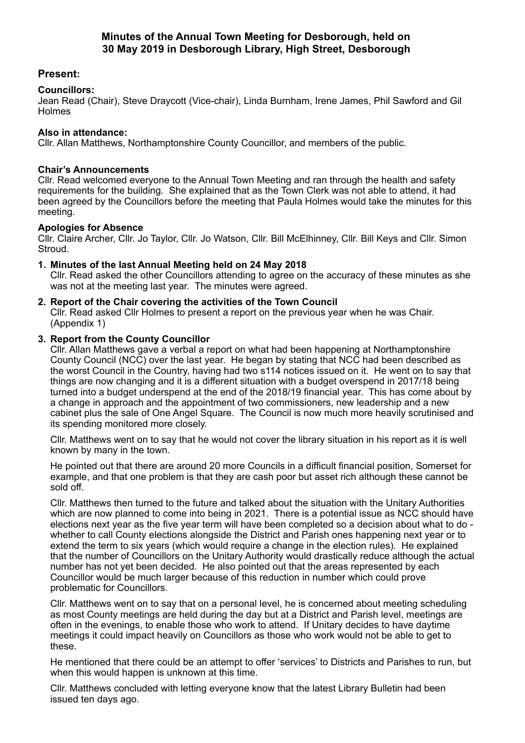# Minutes of the Annual Town Meeting for Desborough, held on 30 May 2019 in Desborough Library, High Street, Desborough

## Present:

### Councillors:

Jean Read (Chair), Steve Draycott (Vice-chair), Linda Burnham, Irene James, Phil Sawford and Gil Holmes

### Also in attendance:

Cllr. Allan Matthews, Northamptonshire County Councillor, and members of the public.

### Chair's Announcements

Cllr. Read welcomed everyone to the Annual Town Meeting and ran through the health and safety requirements for the building. She explained that as the Town Clerk was not able to attend, it had been agreed by the Councillors before the meeting that Paula Holmes would take the minutes for this meeting.

### Apologies for Absence

Cllr. Claire Archer, Cllr. Jo Taylor, Cllr. Jo Watson, Cllr. Bill McElhinney, Cllr. Bill Keys and Cllr. Simon Stroud.

1. **Minutes of the last Annual Meeting held on 24 May 2018**
   Cllr. Read asked the other Councillors attending to agree on the accuracy of these minutes as she was not at the meeting last year. The minutes were agreed.

2. **Report of the Chair covering the activities of the Town Council**
   Cllr. Read asked Cllr Holmes to present a report on the previous year when he was Chair. (Appendix 1)

3. **Report from the County Councillor**
   Cllr. Allan Matthews gave a verbal a report on what had been happening at Northamptonshire County Council (NCC) over the last year. He began by stating that NCC had been described as the worst Council in the Country, having had two s114 notices issued on it. He went on to say that things are now changing and it is a different situation with a budget overspend in 2017/18 being turned into a budget underspend at the end of the 2018/19 financial year. This has come about by a change in approach and the appointment of two commissioners, new leadership and a new cabinet plus the sale of One Angel Square. The Council is now much more heavily scrutinised and its spending monitored more closely.

   Cllr. Matthews went on to say that he would not cover the library situation in his report as it is well known by many in the town.

   He pointed out that there are around 20 more Councils in a difficult financial position, Somerset for example, and that one problem is that they are cash poor but asset rich although these cannot be sold off.

   Cllr. Matthews then turned to the future and talked about the situation with the Unitary Authorities which are now planned to come into being in 2021. There is a potential issue as NCC should have elections next year as the five year term will have been completed so a decision about what to do - whether to call County elections alongside the District and Parish ones happening next year or to extend the term to six years (which would require a change in the election rules). He explained that the number of Councillors on the Unitary Authority would drastically reduce although the actual number has not yet been decided. He also pointed out that the areas represented by each Councillor would be much larger because of this reduction in number which could prove problematic for Councillors.

   Cllr. Matthews went on to say that on a personal level, he is concerned about meeting scheduling as most County meetings are held during the day but at a District and Parish level, meetings are often in the evenings, to enable those who work to attend. If Unitary decides to have daytime meetings it could impact heavily on Councillors as those who work would not be able to get to these.

   He mentioned that there could be an attempt to offer 'services' to Districts and Parishes to run, but when this would happen is unknown at this time.

   Cllr. Matthews concluded with letting everyone know that the latest Library Bulletin had been issued ten days ago.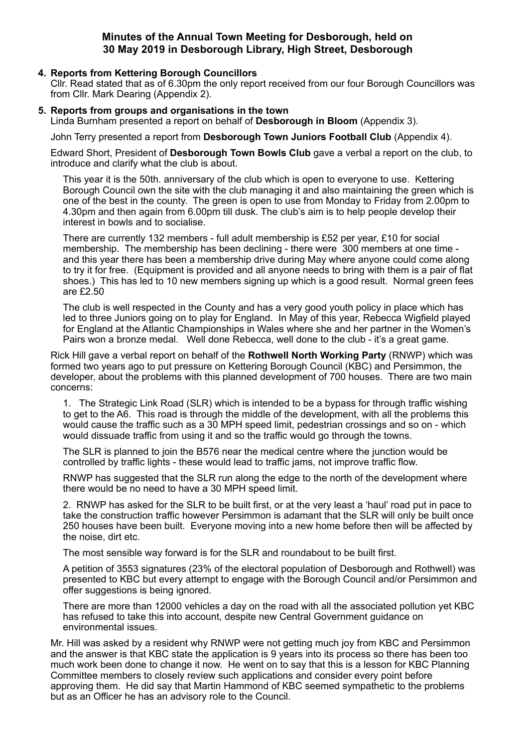# Minutes of the Annual Town Meeting for Desborough, held on 30 May 2019 in Desborough Library, High Street, Desborough

**4. Reports from Kettering Borough Councillors**

Cllr. Read stated that as of 6.30pm the only report received from our four Borough Councillors was from Cllr. Mark Dearing (Appendix 2).

**5. Reports from groups and organisations in the town**

Linda Burnham presented a report on behalf of **Desborough in Bloom** (Appendix 3).

John Terry presented a report from **Desborough Town Juniors Football Club** (Appendix 4).

Edward Short, President of **Desborough Town Bowls Club** gave a verbal a report on the club, to introduce and clarify what the club is about.

This year it is the 50th. anniversary of the club which is open to everyone to use. Kettering Borough Council own the site with the club managing it and also maintaining the green which is one of the best in the county. The green is open to use from Monday to Friday from 2.00pm to 4.30pm and then again from 6.00pm till dusk. The club's aim is to help people develop their interest in bowls and to socialise.

There are currently 132 members - full adult membership is £52 per year, £10 for social membership. The membership has been declining - there were 300 members at one time - and this year there has been a membership drive during May where anyone could come along to try it for free. (Equipment is provided and all anyone needs to bring with them is a pair of flat shoes.) This has led to 10 new members signing up which is a good result. Normal green fees are £2.50

The club is well respected in the County and has a very good youth policy in place which has led to three Juniors going on to play for England. In May of this year, Rebecca Wigfield played for England at the Atlantic Championships in Wales where she and her partner in the Women's Pairs won a bronze medal. Well done Rebecca, well done to the club - it's a great game.

Rick Hill gave a verbal report on behalf of the **Rothwell North Working Party** (RNWP) which was formed two years ago to put pressure on Kettering Borough Council (KBC) and Persimmon, the developer, about the problems with this planned development of 700 houses. There are two main concerns:

1. The Strategic Link Road (SLR) which is intended to be a bypass for through traffic wishing to get to the A6. This road is through the middle of the development, with all the problems this would cause the traffic such as a 30 MPH speed limit, pedestrian crossings and so on - which would dissuade traffic from using it and so the traffic would go through the towns.

   The SLR is planned to join the B576 near the medical centre where the junction would be controlled by traffic lights - these would lead to traffic jams, not improve traffic flow.

   RNWP has suggested that the SLR run along the edge to the north of the development where there would be no need to have a 30 MPH speed limit.

2. RNWP has asked for the SLR to be built first, or at the very least a 'haul' road put in pace to take the construction traffic however Persimmon is adamant that the SLR will only be built once 250 houses have been built. Everyone moving into a new home before then will be affected by the noise, dirt etc.

   The most sensible way forward is for the SLR and roundabout to be built first.

   A petition of 3553 signatures (23% of the electoral population of Desborough and Rothwell) was presented to KBC but every attempt to engage with the Borough Council and/or Persimmon and offer suggestions is being ignored.

   There are more than 12000 vehicles a day on the road with all the associated pollution yet KBC has refused to take this into account, despite new Central Government guidance on environmental issues.

Mr. Hill was asked by a resident why RNWP were not getting much joy from KBC and Persimmon and the answer is that KBC state the application is 9 years into its process so there has been too much work been done to change it now. He went on to say that this is a lesson for KBC Planning Committee members to closely review such applications and consider every point before approving them. He did say that Martin Hammond of KBC seemed sympathetic to the problems but as an Officer he has an advisory role to the Council.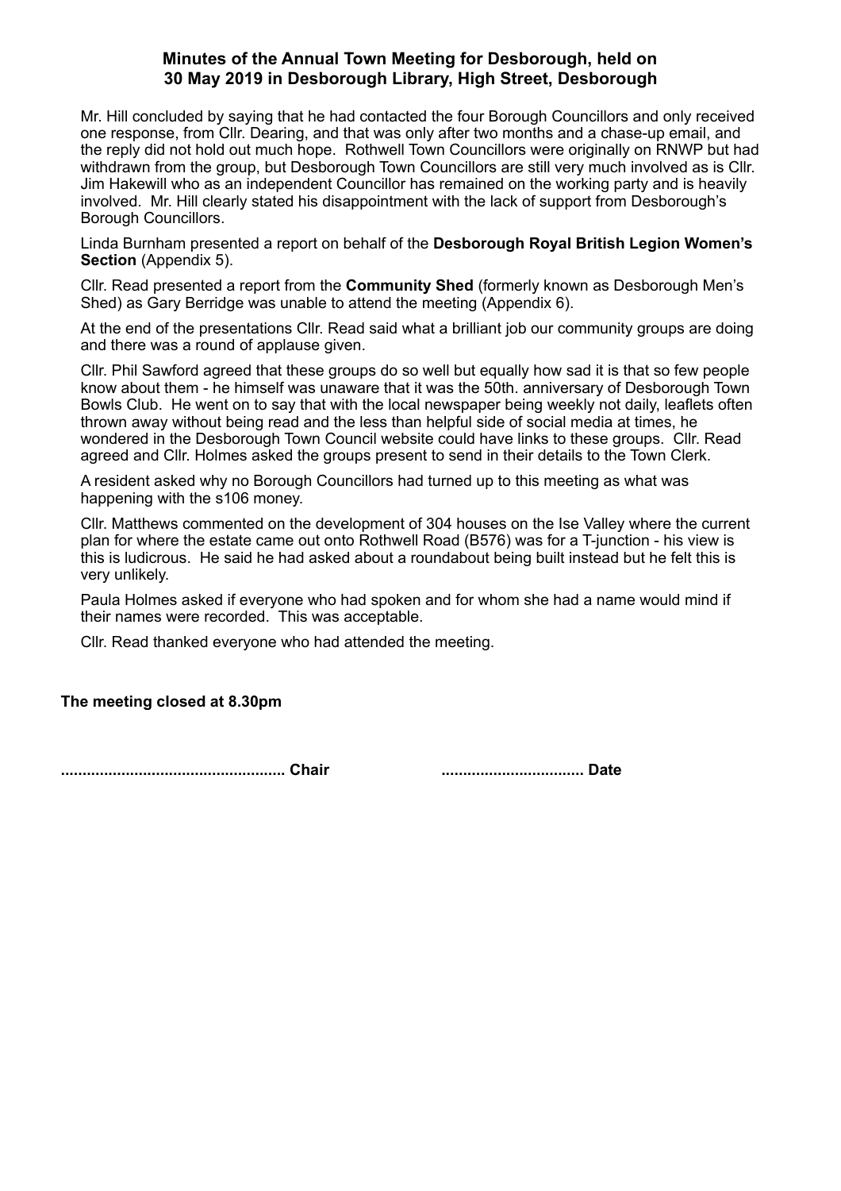## Minutes of the Annual Town Meeting for Desborough, held on 30 May 2019 in Desborough Library, High Street, Desborough

Mr. Hill concluded by saying that he had contacted the four Borough Councillors and only received one response, from Cllr. Dearing, and that was only after two months and a chase-up email, and the reply did not hold out much hope. Rothwell Town Councillors were originally on RNWP but had withdrawn from the group, but Desborough Town Councillors are still very much involved as is Cllr. Jim Hakewill who as an independent Councillor has remained on the working party and is heavily involved. Mr. Hill clearly stated his disappointment with the lack of support from Desborough's Borough Councillors.

Linda Burnham presented a report on behalf of the **Desborough Royal British Legion Women's Section** (Appendix 5).

Cllr. Read presented a report from the **Community Shed** (formerly known as Desborough Men's Shed) as Gary Berridge was unable to attend the meeting (Appendix 6).

At the end of the presentations Cllr. Read said what a brilliant job our community groups are doing and there was a round of applause given.

Cllr. Phil Sawford agreed that these groups do so well but equally how sad it is that so few people know about them - he himself was unaware that it was the 50th. anniversary of Desborough Town Bowls Club. He went on to say that with the local newspaper being weekly not daily, leaflets often thrown away without being read and the less than helpful side of social media at times, he wondered in the Desborough Town Council website could have links to these groups. Cllr. Read agreed and Cllr. Holmes asked the groups present to send in their details to the Town Clerk.

A resident asked why no Borough Councillors had turned up to this meeting as what was happening with the s106 money.

Cllr. Matthews commented on the development of 304 houses on the Ise Valley where the current plan for where the estate came out onto Rothwell Road (B576) was for a T-junction - his view is this is ludicrous. He said he had asked about a roundabout being built instead but he felt this is very unlikely.

Paula Holmes asked if everyone who had spoken and for whom she had a name would mind if their names were recorded. This was acceptable.

Cllr. Read thanked everyone who had attended the meeting.

**The meeting closed at 8.30pm**

**.................................................... Chair** **................................. Date**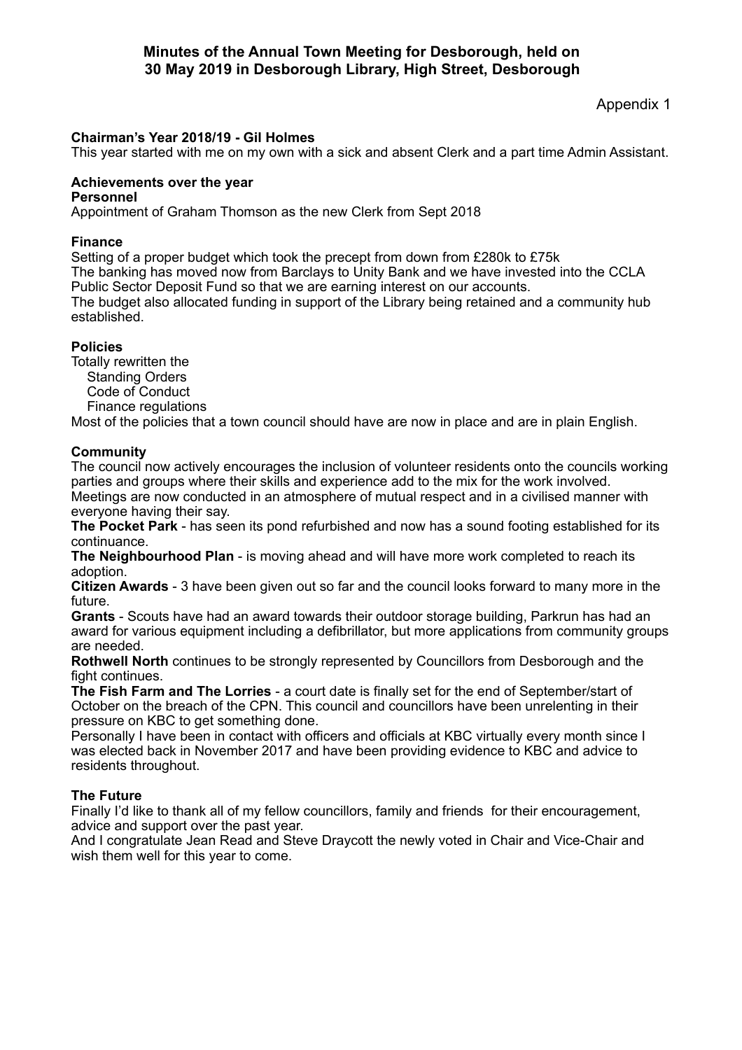# Minutes of the Annual Town Meeting for Desborough, held on 30 May 2019 in Desborough Library, High Street, Desborough

Appendix 1

**Chairman's Year 2018/19 - Gil Holmes**

This year started with me on my own with a sick and absent Clerk and a part time Admin Assistant.

**Achievements over the year**

**Personnel**

Appointment of Graham Thomson as the new Clerk from Sept 2018

**Finance**

Setting of a proper budget which took the precept from down from £280k to £75k

The banking has moved now from Barclays to Unity Bank and we have invested into the CCLA Public Sector Deposit Fund so that we are earning interest on our accounts.

The budget also allocated funding in support of the Library being retained and a community hub established.

**Policies**

Totally rewritten the

- Standing Orders
- Code of Conduct
- Finance regulations

Most of the policies that a town council should have are now in place and are in plain English.

**Community**

The council now actively encourages the inclusion of volunteer residents onto the councils working parties and groups where their skills and experience add to the mix for the work involved.

Meetings are now conducted in an atmosphere of mutual respect and in a civilised manner with everyone having their say.

**The Pocket Park** - has seen its pond refurbished and now has a sound footing established for its continuance.

**The Neighbourhood Plan** - is moving ahead and will have more work completed to reach its adoption.

**Citizen Awards** - 3 have been given out so far and the council looks forward to many more in the future.

**Grants** - Scouts have had an award towards their outdoor storage building, Parkrun has had an award for various equipment including a defibrillator, but more applications from community groups are needed.

**Rothwell North** continues to be strongly represented by Councillors from Desborough and the fight continues.

**The Fish Farm and The Lorries** - a court date is finally set for the end of September/start of October on the breach of the CPN. This council and councillors have been unrelenting in their pressure on KBC to get something done.

Personally I have been in contact with officers and officials at KBC virtually every month since I was elected back in November 2017 and have been providing evidence to KBC and advice to residents throughout.

**The Future**

Finally I'd like to thank all of my fellow councillors, family and friends for their encouragement, advice and support over the past year.

And I congratulate Jean Read and Steve Draycott the newly voted in Chair and Vice-Chair and wish them well for this year to come.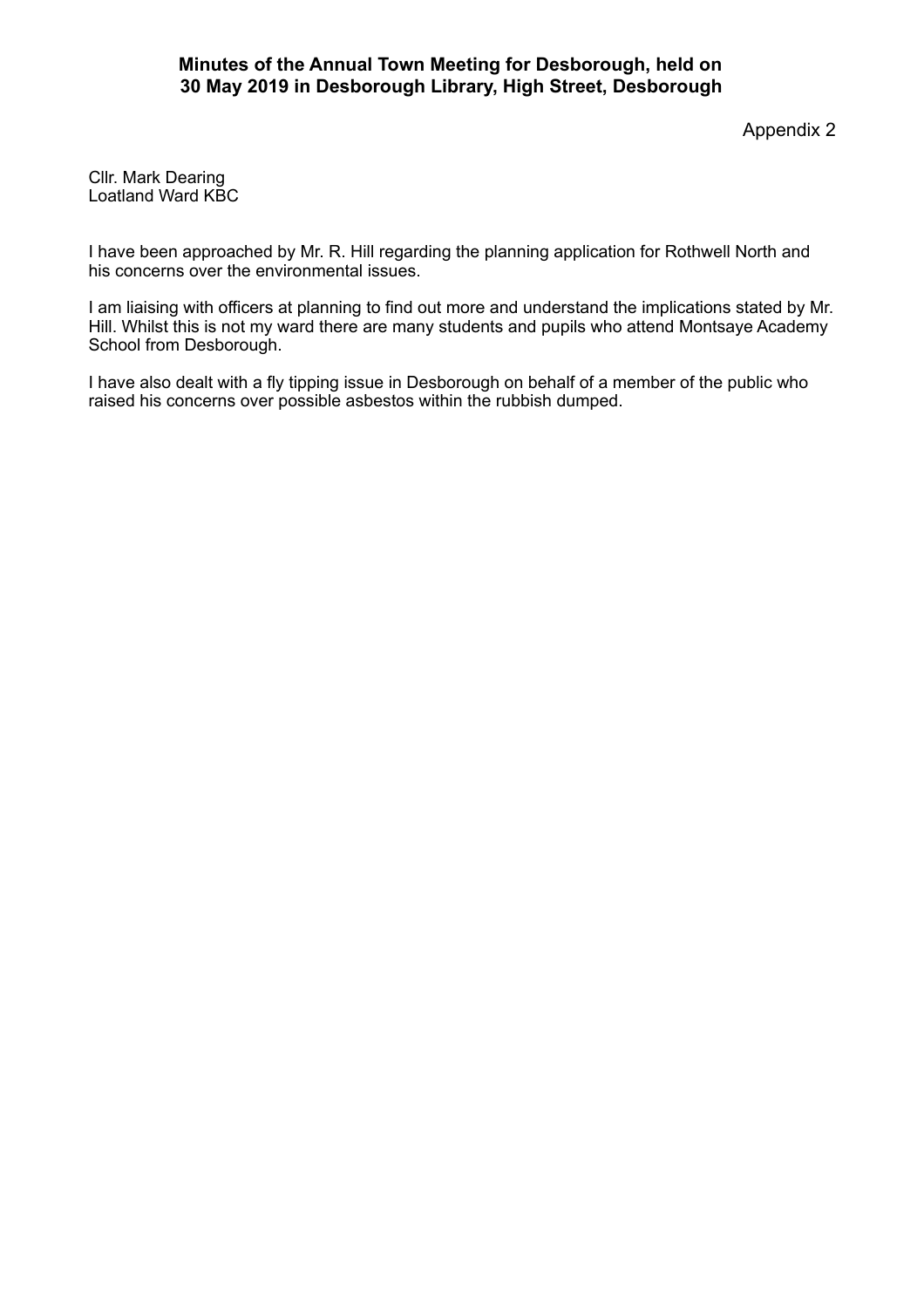**Minutes of the Annual Town Meeting for Desborough, held on 30 May 2019 in Desborough Library, High Street, Desborough**

Appendix 2

Cllr. Mark Dearing
Loatland Ward KBC

I have been approached by Mr. R. Hill regarding the planning application for Rothwell North and his concerns over the environmental issues.

I am liaising with officers at planning to find out more and understand the implications stated by Mr. Hill. Whilst this is not my ward there are many students and pupils who attend Montsaye Academy School from Desborough.

I have also dealt with a fly tipping issue in Desborough on behalf of a member of the public who raised his concerns over possible asbestos within the rubbish dumped.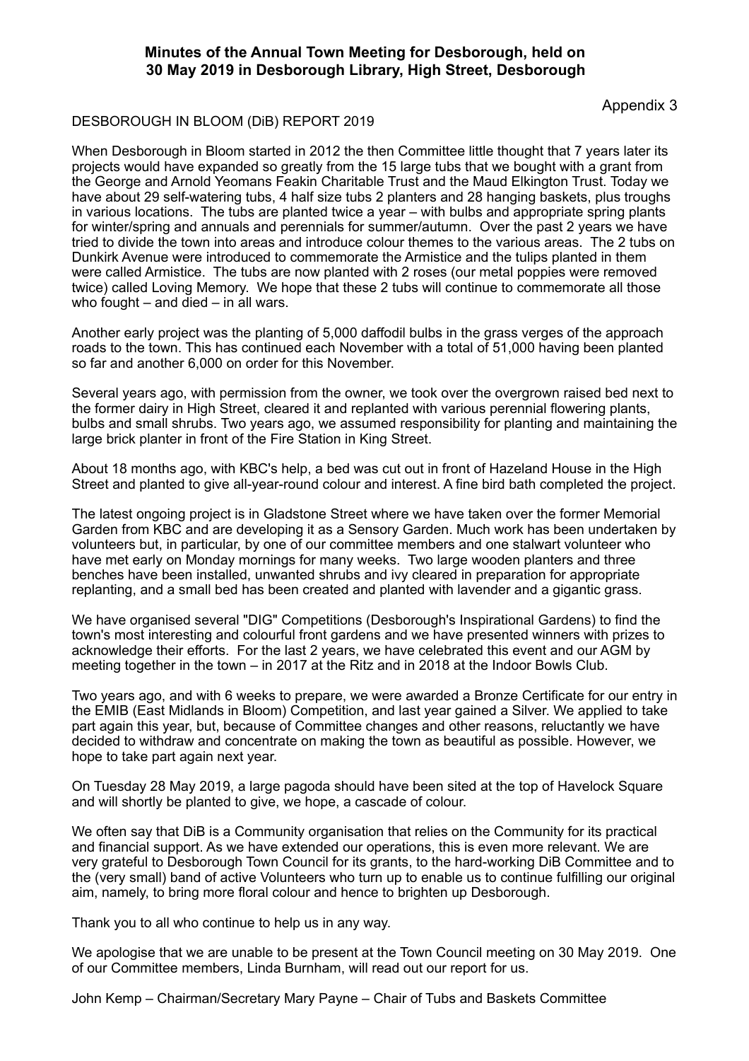**Minutes of the Annual Town Meeting for Desborough, held on 30 May 2019 in Desborough Library, High Street, Desborough**

Appendix 3

DESBOROUGH IN BLOOM (DiB) REPORT 2019

When Desborough in Bloom started in 2012 the then Committee little thought that 7 years later its projects would have expanded so greatly from the 15 large tubs that we bought with a grant from the George and Arnold Yeomans Feakin Charitable Trust and the Maud Elkington Trust. Today we have about 29 self-watering tubs, 4 half size tubs 2 planters and 28 hanging baskets, plus troughs in various locations. The tubs are planted twice a year – with bulbs and appropriate spring plants for winter/spring and annuals and perennials for summer/autumn. Over the past 2 years we have tried to divide the town into areas and introduce colour themes to the various areas. The 2 tubs on Dunkirk Avenue were introduced to commemorate the Armistice and the tulips planted in them were called Armistice. The tubs are now planted with 2 roses (our metal poppies were removed twice) called Loving Memory. We hope that these 2 tubs will continue to commemorate all those who fought – and died – in all wars.

Another early project was the planting of 5,000 daffodil bulbs in the grass verges of the approach roads to the town. This has continued each November with a total of 51,000 having been planted so far and another 6,000 on order for this November.

Several years ago, with permission from the owner, we took over the overgrown raised bed next to the former dairy in High Street, cleared it and replanted with various perennial flowering plants, bulbs and small shrubs. Two years ago, we assumed responsibility for planting and maintaining the large brick planter in front of the Fire Station in King Street.

About 18 months ago, with KBC's help, a bed was cut out in front of Hazeland House in the High Street and planted to give all-year-round colour and interest. A fine bird bath completed the project.

The latest ongoing project is in Gladstone Street where we have taken over the former Memorial Garden from KBC and are developing it as a Sensory Garden. Much work has been undertaken by volunteers but, in particular, by one of our committee members and one stalwart volunteer who have met early on Monday mornings for many weeks. Two large wooden planters and three benches have been installed, unwanted shrubs and ivy cleared in preparation for appropriate replanting, and a small bed has been created and planted with lavender and a gigantic grass.

We have organised several "DIG" Competitions (Desborough's Inspirational Gardens) to find the town's most interesting and colourful front gardens and we have presented winners with prizes to acknowledge their efforts. For the last 2 years, we have celebrated this event and our AGM by meeting together in the town – in 2017 at the Ritz and in 2018 at the Indoor Bowls Club.

Two years ago, and with 6 weeks to prepare, we were awarded a Bronze Certificate for our entry in the EMIB (East Midlands in Bloom) Competition, and last year gained a Silver. We applied to take part again this year, but, because of Committee changes and other reasons, reluctantly we have decided to withdraw and concentrate on making the town as beautiful as possible. However, we hope to take part again next year.

On Tuesday 28 May 2019, a large pagoda should have been sited at the top of Havelock Square and will shortly be planted to give, we hope, a cascade of colour.

We often say that DiB is a Community organisation that relies on the Community for its practical and financial support. As we have extended our operations, this is even more relevant. We are very grateful to Desborough Town Council for its grants, to the hard-working DiB Committee and to the (very small) band of active Volunteers who turn up to enable us to continue fulfilling our original aim, namely, to bring more floral colour and hence to brighten up Desborough.

Thank you to all who continue to help us in any way.

We apologise that we are unable to be present at the Town Council meeting on 30 May 2019. One of our Committee members, Linda Burnham, will read out our report for us.

John Kemp – Chairman/Secretary Mary Payne – Chair of Tubs and Baskets Committee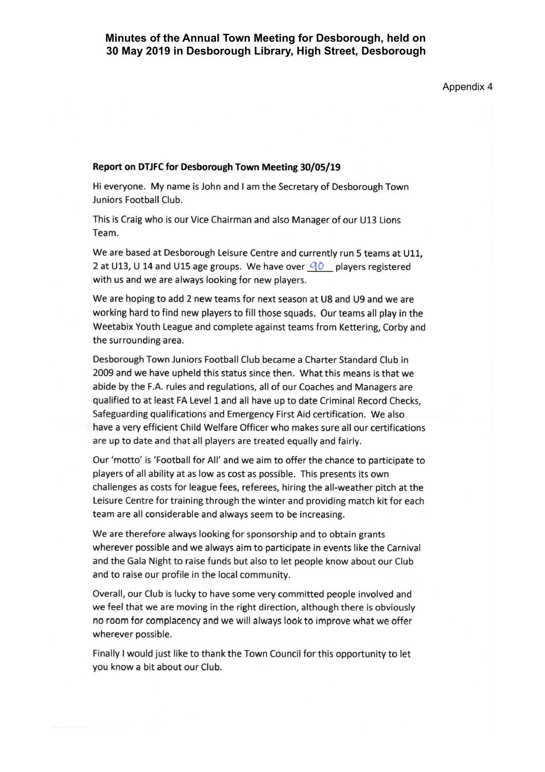Appendix 4

**Report on DTJFC for Desborough Town Meeting 30/05/19**

Hi everyone. My name is John and I am the Secretary of Desborough Town Juniors Football Club.

This is Craig who is our Vice Chairman and also Manager of our U13 Lions Team.

We are based at Desborough Leisure Centre and currently run 5 teams at U11, 2 at U13, U 14 and U15 age groups. We have over 90 players registered with us and we are always looking for new players.

We are hoping to add 2 new teams for next season at U8 and U9 and we are working hard to find new players to fill those squads. Our teams all play in the Weetabix Youth League and complete against teams from Kettering, Corby and the surrounding area.

Desborough Town Juniors Football Club became a Charter Standard Club in 2009 and we have upheld this status since then. What this means is that we abide by the F.A. rules and regulations, all of our Coaches and Managers are qualified to at least FA Level 1 and all have up to date Criminal Record Checks, Safeguarding qualifications and Emergency First Aid certification. We also have a very efficient Child Welfare Officer who makes sure all our certifications are up to date and that all players are treated equally and fairly.

Our 'motto' is 'Football for All' and we aim to offer the chance to participate to players of all ability at as low as cost as possible. This presents its own challenges as costs for league fees, referees, hiring the all-weather pitch at the Leisure Centre for training through the winter and providing match kit for each team are all considerable and always seem to be increasing.

We are therefore always looking for sponsorship and to obtain grants wherever possible and we always aim to participate in events like the Carnival and the Gala Night to raise funds but also to let people know about our Club and to raise our profile in the local community.

Overall, our Club is lucky to have some very committed people involved and we feel that we are moving in the right direction, although there is obviously no room for complacency and we will always look to improve what we offer wherever possible.

Finally I would just like to thank the Town Council for this opportunity to let you know a bit about our Club.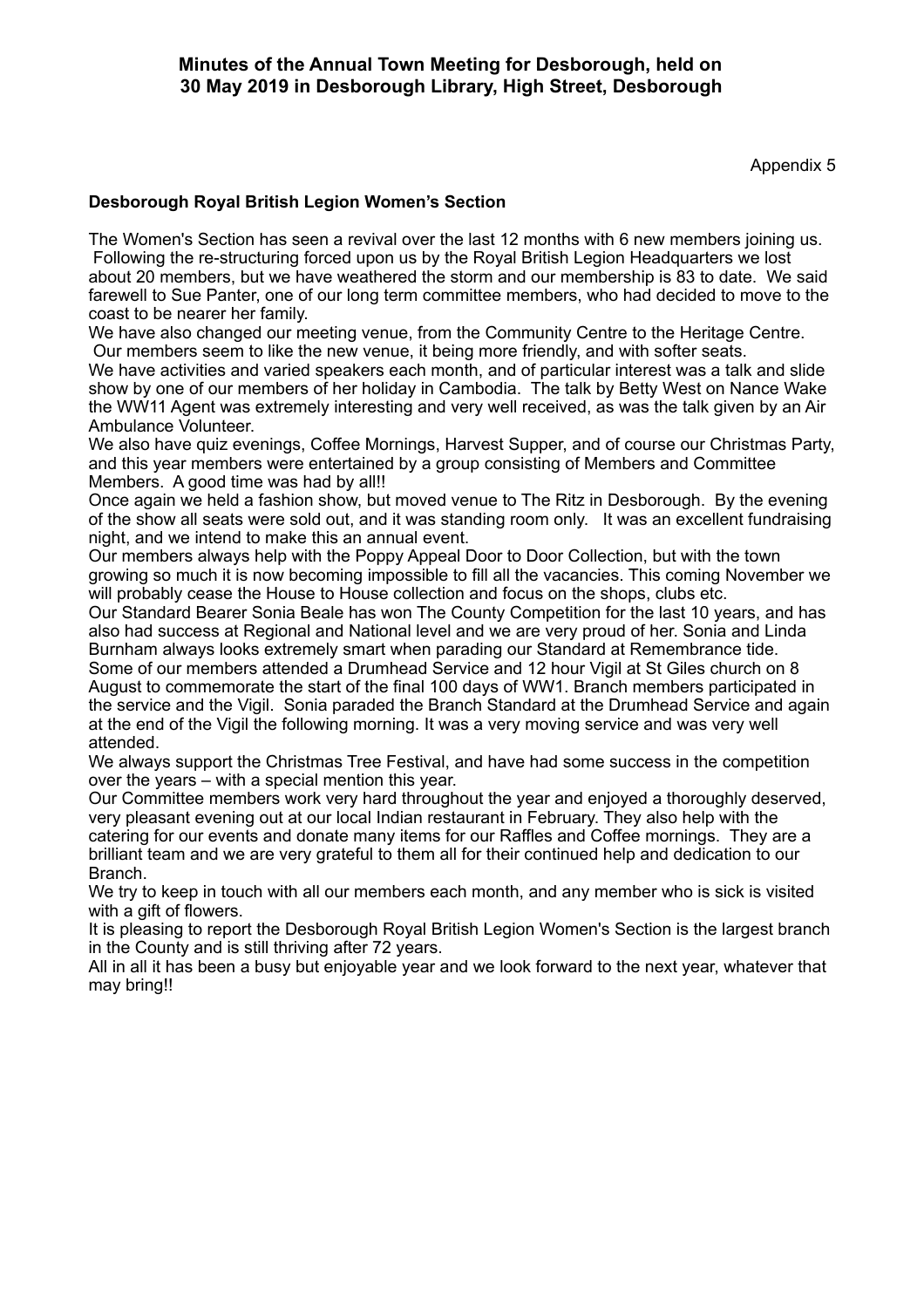**Minutes of the Annual Town Meeting for Desborough, held on 30 May 2019 in Desborough Library, High Street, Desborough**

Appendix 5

**Desborough Royal British Legion Women's Section**

The Women's Section has seen a revival over the last 12 months with 6 new members joining us. Following the re-structuring forced upon us by the Royal British Legion Headquarters we lost about 20 members, but we have weathered the storm and our membership is 83 to date. We said farewell to Sue Panter, one of our long term committee members, who had decided to move to the coast to be nearer her family.

We have also changed our meeting venue, from the Community Centre to the Heritage Centre. Our members seem to like the new venue, it being more friendly, and with softer seats.

We have activities and varied speakers each month, and of particular interest was a talk and slide show by one of our members of her holiday in Cambodia. The talk by Betty West on Nance Wake the WW11 Agent was extremely interesting and very well received, as was the talk given by an Air Ambulance Volunteer.

We also have quiz evenings, Coffee Mornings, Harvest Supper, and of course our Christmas Party, and this year members were entertained by a group consisting of Members and Committee Members. A good time was had by all!!

Once again we held a fashion show, but moved venue to The Ritz in Desborough. By the evening of the show all seats were sold out, and it was standing room only. It was an excellent fundraising night, and we intend to make this an annual event.

Our members always help with the Poppy Appeal Door to Door Collection, but with the town growing so much it is now becoming impossible to fill all the vacancies. This coming November we will probably cease the House to House collection and focus on the shops, clubs etc.

Our Standard Bearer Sonia Beale has won The County Competition for the last 10 years, and has also had success at Regional and National level and we are very proud of her. Sonia and Linda Burnham always looks extremely smart when parading our Standard at Remembrance tide.

Some of our members attended a Drumhead Service and 12 hour Vigil at St Giles church on 8 August to commemorate the start of the final 100 days of WW1. Branch members participated in the service and the Vigil. Sonia paraded the Branch Standard at the Drumhead Service and again at the end of the Vigil the following morning. It was a very moving service and was very well attended.

We always support the Christmas Tree Festival, and have had some success in the competition over the years – with a special mention this year.

Our Committee members work very hard throughout the year and enjoyed a thoroughly deserved, very pleasant evening out at our local Indian restaurant in February. They also help with the catering for our events and donate many items for our Raffles and Coffee mornings. They are a brilliant team and we are very grateful to them all for their continued help and dedication to our Branch.

We try to keep in touch with all our members each month, and any member who is sick is visited with a gift of flowers.

It is pleasing to report the Desborough Royal British Legion Women's Section is the largest branch in the County and is still thriving after 72 years.

All in all it has been a busy but enjoyable year and we look forward to the next year, whatever that may bring!!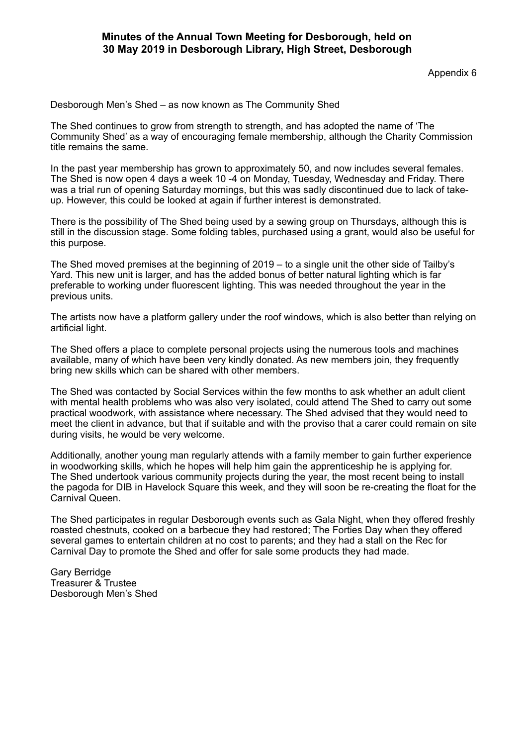**Minutes of the Annual Town Meeting for Desborough, held on 30 May 2019 in Desborough Library, High Street, Desborough**

Appendix 6

Desborough Men's Shed – as now known as The Community Shed

The Shed continues to grow from strength to strength, and has adopted the name of 'The Community Shed' as a way of encouraging female membership, although the Charity Commission title remains the same.

In the past year membership has grown to approximately 50, and now includes several females. The Shed is now open 4 days a week 10 -4 on Monday, Tuesday, Wednesday and Friday. There was a trial run of opening Saturday mornings, but this was sadly discontinued due to lack of take-up. However, this could be looked at again if further interest is demonstrated.

There is the possibility of The Shed being used by a sewing group on Thursdays, although this is still in the discussion stage. Some folding tables, purchased using a grant, would also be useful for this purpose.

The Shed moved premises at the beginning of 2019 – to a single unit the other side of Tailby's Yard. This new unit is larger, and has the added bonus of better natural lighting which is far preferable to working under fluorescent lighting. This was needed throughout the year in the previous units.

The artists now have a platform gallery under the roof windows, which is also better than relying on artificial light.

The Shed offers a place to complete personal projects using the numerous tools and machines available, many of which have been very kindly donated. As new members join, they frequently bring new skills which can be shared with other members.

The Shed was contacted by Social Services within the few months to ask whether an adult client with mental health problems who was also very isolated, could attend The Shed to carry out some practical woodwork, with assistance where necessary. The Shed advised that they would need to meet the client in advance, but that if suitable and with the proviso that a carer could remain on site during visits, he would be very welcome.

Additionally, another young man regularly attends with a family member to gain further experience in woodworking skills, which he hopes will help him gain the apprenticeship he is applying for. The Shed undertook various community projects during the year, the most recent being to install the pagoda for DIB in Havelock Square this week, and they will soon be re-creating the float for the Carnival Queen.

The Shed participates in regular Desborough events such as Gala Night, when they offered freshly roasted chestnuts, cooked on a barbecue they had restored; The Forties Day when they offered several games to entertain children at no cost to parents; and they had a stall on the Rec for Carnival Day to promote the Shed and offer for sale some products they had made.

Gary Berridge  
Treasurer & Trustee  
Desborough Men's Shed